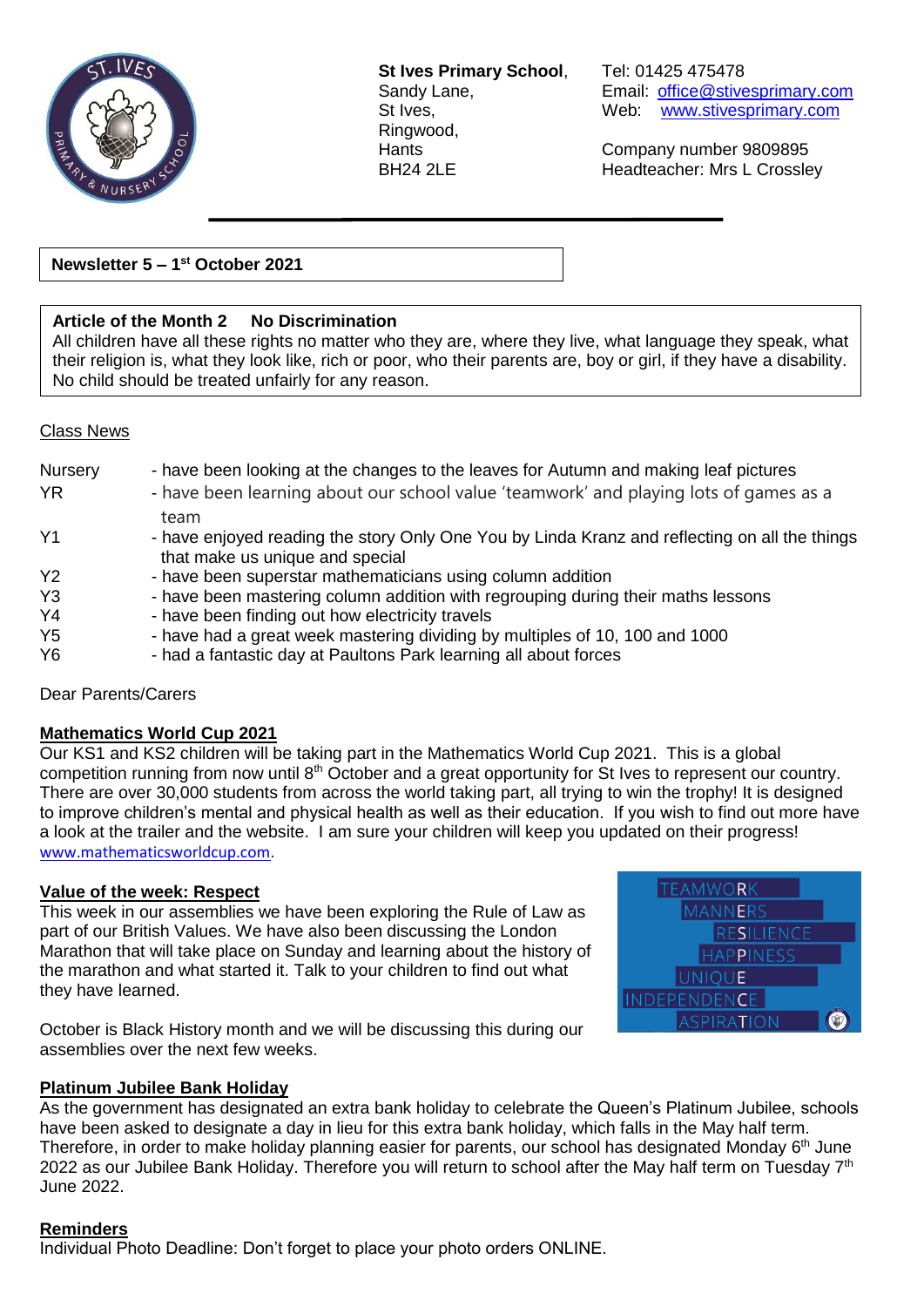**St Ives Primary School**,
Sandy Lane,
St Ives,
Ringwood,
Hants
BH24 2LE

Tel: 01425 475478
Email: office@stivesprimary.com
Web: www.stivesprimary.com

Company number 9809895
Headteacher: Mrs L Crossley

**Newsletter 5 – 1st October 2021**

**Article of the Month 2 No Discrimination**
All children have all these rights no matter who they are, where they live, what language they speak, what their religion is, what they look like, rich or poor, who their parents are, boy or girl, if they have a disability. No child should be treated unfairly for any reason.

Class News

| | |
|---|---|
| Nursery | - have been looking at the changes to the leaves for Autumn and making leaf pictures |
| YR | - have been learning about our school value 'teamwork' and playing lots of games as a team |
| Y1 | - have enjoyed reading the story Only One You by Linda Kranz and reflecting on all the things that make us unique and special |
| Y2 | - have been superstar mathematicians using column addition |
| Y3 | - have been mastering column addition with regrouping during their maths lessons |
| Y4 | - have been finding out how electricity travels |
| Y5 | - have had a great week mastering dividing by multiples of 10, 100 and 1000 |
| Y6 | - had a fantastic day at Paultons Park learning all about forces |

Dear Parents/Carers

**Mathematics World Cup 2021**
Our KS1 and KS2 children will be taking part in the Mathematics World Cup 2021. This is a global competition running from now until 8th October and a great opportunity for St Ives to represent our country. There are over 30,000 students from across the world taking part, all trying to win the trophy! It is designed to improve children's mental and physical health as well as their education. If you wish to find out more have a look at the trailer and the website. I am sure your children will keep you updated on their progress! www.mathematicsworldcup.com.

**Value of the week: Respect**
This week in our assemblies we have been exploring the Rule of Law as part of our British Values. We have also been discussing the London Marathon that will take place on Sunday and learning about the history of the marathon and what started it. Talk to your children to find out what they have learned.

TEAMWORK
MANNERS
RESILIENCE
HAPPINESS
UNIQUE
INDEPENDENCE
ASPIRATION

October is Black History month and we will be discussing this during our assemblies over the next few weeks.

**Platinum Jubilee Bank Holiday**
As the government has designated an extra bank holiday to celebrate the Queen's Platinum Jubilee, schools have been asked to designate a day in lieu for this extra bank holiday, which falls in the May half term. Therefore, in order to make holiday planning easier for parents, our school has designated Monday 6th June 2022 as our Jubilee Bank Holiday. Therefore you will return to school after the May half term on Tuesday 7th June 2022.

**Reminders**
Individual Photo Deadline: Don't forget to place your photo orders ONLINE.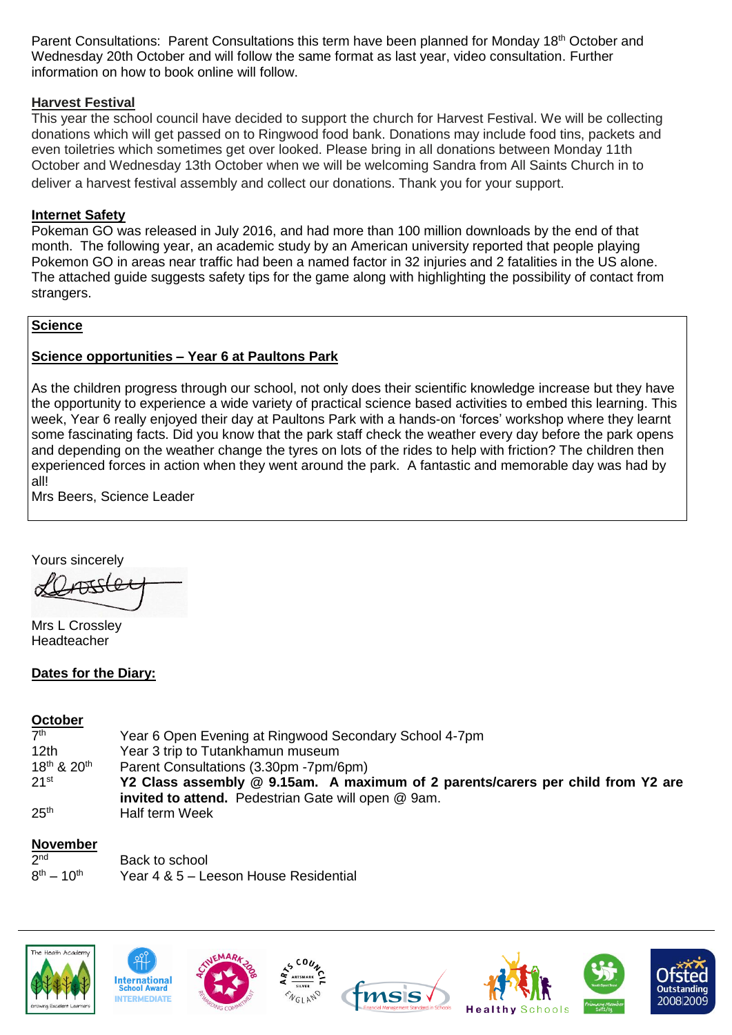Parent Consultations: Parent Consultations this term have been planned for Monday 18th October and Wednesday 20th October and will follow the same format as last year, video consultation. Further information on how to book online will follow.

**Harvest Festival**

This year the school council have decided to support the church for Harvest Festival. We will be collecting donations which will get passed on to Ringwood food bank. Donations may include food tins, packets and even toiletries which sometimes get over looked. Please bring in all donations between Monday 11th October and Wednesday 13th October when we will be welcoming Sandra from All Saints Church in to deliver a harvest festival assembly and collect our donations. Thank you for your support.

**Internet Safety**

Pokeman GO was released in July 2016, and had more than 100 million downloads by the end of that month. The following year, an academic study by an American university reported that people playing Pokemon GO in areas near traffic had been a named factor in 32 injuries and 2 fatalities in the US alone. The attached guide suggests safety tips for the game along with highlighting the possibility of contact from strangers.

**Science**

**Science opportunities – Year 6 at Paultons Park**

As the children progress through our school, not only does their scientific knowledge increase but they have the opportunity to experience a wide variety of practical science based activities to embed this learning. This week, Year 6 really enjoyed their day at Paultons Park with a hands-on 'forces' workshop where they learnt some fascinating facts. Did you know that the park staff check the weather every day before the park opens and depending on the weather change the tyres on lots of the rides to help with friction? The children then experienced forces in action when they went around the park. A fantastic and memorable day was had by all!

Mrs Beers, Science Leader

Yours sincerely

Mrs L Crossley
Headteacher

**Dates for the Diary:**

**October**

| | |
|---|---|
| 7th | Year 6 Open Evening at Ringwood Secondary School 4-7pm |
| 12th | Year 3 trip to Tutankhamun museum |
| 18th & 20th | Parent Consultations (3.30pm -7pm/6pm) |
| 21st | **Y2 Class assembly @ 9.15am. A maximum of 2 parents/carers per child from Y2 are invited to attend.** Pedestrian Gate will open @ 9am. |
| 25th | Half term Week |

**November**

| | |
|---|---|
| 2nd | Back to school |
| 8th – 10th | Year 4 & 5 – Leeson House Residential |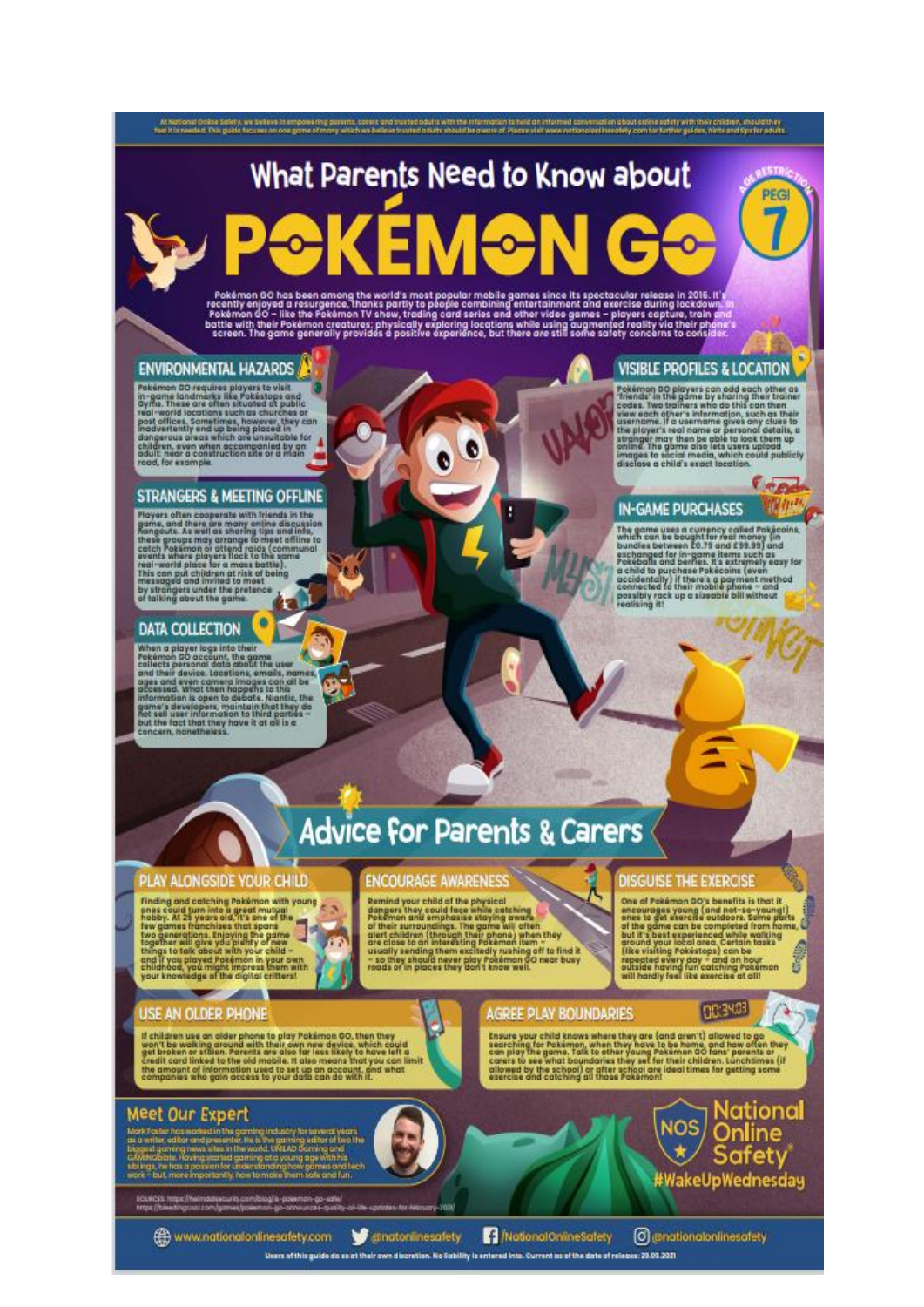At National Online Safety, we believe in empowering parents, carers and trusted adults with the information to hold an informed conversation about online safety with their children, should they feel it is needed. This guide focuses on one game of many which we believe trusted adults should be aware of. Please visit www.nationalonlinesafety.com for further guides, hints and tips for adults.

# What Parents Need to Know about POKÉMON GO

AGE RESTRICTION PEGI 7

Pokémon GO has been among the world's most popular mobile games since its spectacular release in 2016. It's recently enjoyed a resurgence, thanks partly to people combining entertainment and exercise during lockdown. In Pokémon GO – like the Pokémon TV show, trading card series and other video games – players capture, train and battle with their Pokémon creatures: physically exploring locations while using augmented reality via their phone's screen. The game generally provides a positive experience, but there *are* still some safety concerns to consider.

## ENVIRONMENTAL HAZARDS

Pokémon GO requires players to visit in-game landmarks like Pokéstops and Gyms. These are often situated at public real-world locations such as churches or post offices. Sometimes, however, they can inadvertently end up being placed in dangerous areas which are unsuitable for children, even when accompanied by an adult: near a construction site or a main road, for example.

## STRANGERS & MEETING OFFLINE

Players often cooperate with friends in the game, and there are many online discussion hangouts. As well as sharing tips and info, these groups may arrange to meet offline to catch Pokémon or attend raids (communal events where players flock to the same real-world place for a mass battle). This can put children at risk of being messaged and invited to meet by strangers under the pretence of talking about the game.

## DATA COLLECTION

When a player logs into their Pokémon GO account, the game collects personal data about the user and their device. Locations, emails, names, ages and even camera images can all be accessed. What then happens to this information is open to debate. Niantic, the game's developers, maintain that they do not sell user information to third parties – but the fact that they have it at all is a concern, nonetheless.

## VISIBLE PROFILES & LOCATION

Pokémon GO players can add each other as 'friends' in the game by sharing their trainer codes. Two trainers who do this can then view each other's information, such as their username. If a username gives any clues to the player's real name or personal details, a stranger may then be able to look them up online. The game also lets users upload images to social media, which could publicly disclose a child's exact location.

## IN-GAME PURCHASES

The game uses a currency called Pokécoins, which can be bought for real money (in bundles between £0.79 and £99.99) and exchanged for in-game items such as Pokéballs and berries. It's extremely easy for a child to purchase Pokécoins (even accidentally) if there's a payment method connected to their mobile phone – and possibly rack up a sizeable bill without realising it!

# Advice for Parents & Carers

## PLAY ALONGSIDE YOUR CHILD

Finding and catching Pokémon with young ones could turn into a great mutual hobby. At 25 years old, it's one of the few games franchises that spans two generations. Enjoying the game together will give you plenty of new things to talk about with your child – and if you played Pokémon in your own childhood, you might impress them with your knowledge of the digital critters!

## ENCOURAGE AWARENESS

Remind your child of the physical dangers they could face while catching Pokémon and emphasise staying aware of their surroundings. The game will often alert children (through their phone) when they are close to an interesting Pokémon item – usually sending them excitedly rushing off to find it – so they should never play Pokémon GO near busy roads or in places they don't know well.

## DISGUISE THE EXERCISE

One of Pokémon GO's benefits is that it encourages young (and not-so-young!) ones to get exercise outdoors. Some parts of the game can be completed from home, but it's best experienced while walking around your local area. Certain tasks (like visiting Pokéstops) can be repeated every day – and an hour outside having fun catching Pokémon will hardly feel like exercise at all!

## USE AN OLDER PHONE

If children use an older phone to play Pokémon GO, then they won't be walking around with their own new device, which could get broken or stolen. Parents are also far less likely to have left a credit card linked to the old mobile. It also means that you can limit the amount of information used to set up an account, and what companies who gain access to your data can do with it.

## AGREE PLAY BOUNDARIES

Ensure your child knows where they are (and aren't) allowed to go searching for Pokémon, when they have to be home, and how often they can play the game. Talk to other young Pokémon GO fans' parents or carers to see what boundaries they set for their children. Lunchtimes (if allowed by the school) or after school are ideal times for getting some exercise and catching all those Pokémon!

## Meet Our Expert

Mark Foster has worked in the gaming industry for several years as a writer, editor and presenter. He is the gaming editor of two the biggest gaming news sites in the world: UNILAD Gaming and GAMINGbible. Having started gaming at a young age with his siblings, he has a passion for understanding how games and tech work – but, more importantly, how to make them safe and fun.

National Online Safety #WakeUpWednesday

SOURCES: https://heimdalsecurity.com/blog/is-pokemon-go-safe/
https://bleedingcool.com/games/pokemon-go-announces-quality-of-life-updates-for-february-2021/

www.nationalonlinesafety.com | @natonlinesafety | /NationalOnlineSafety | @nationalonlinesafety

Users of this guide do so at their own discretion. No liability is entered into. Current as of the date of release: 20.05.2021